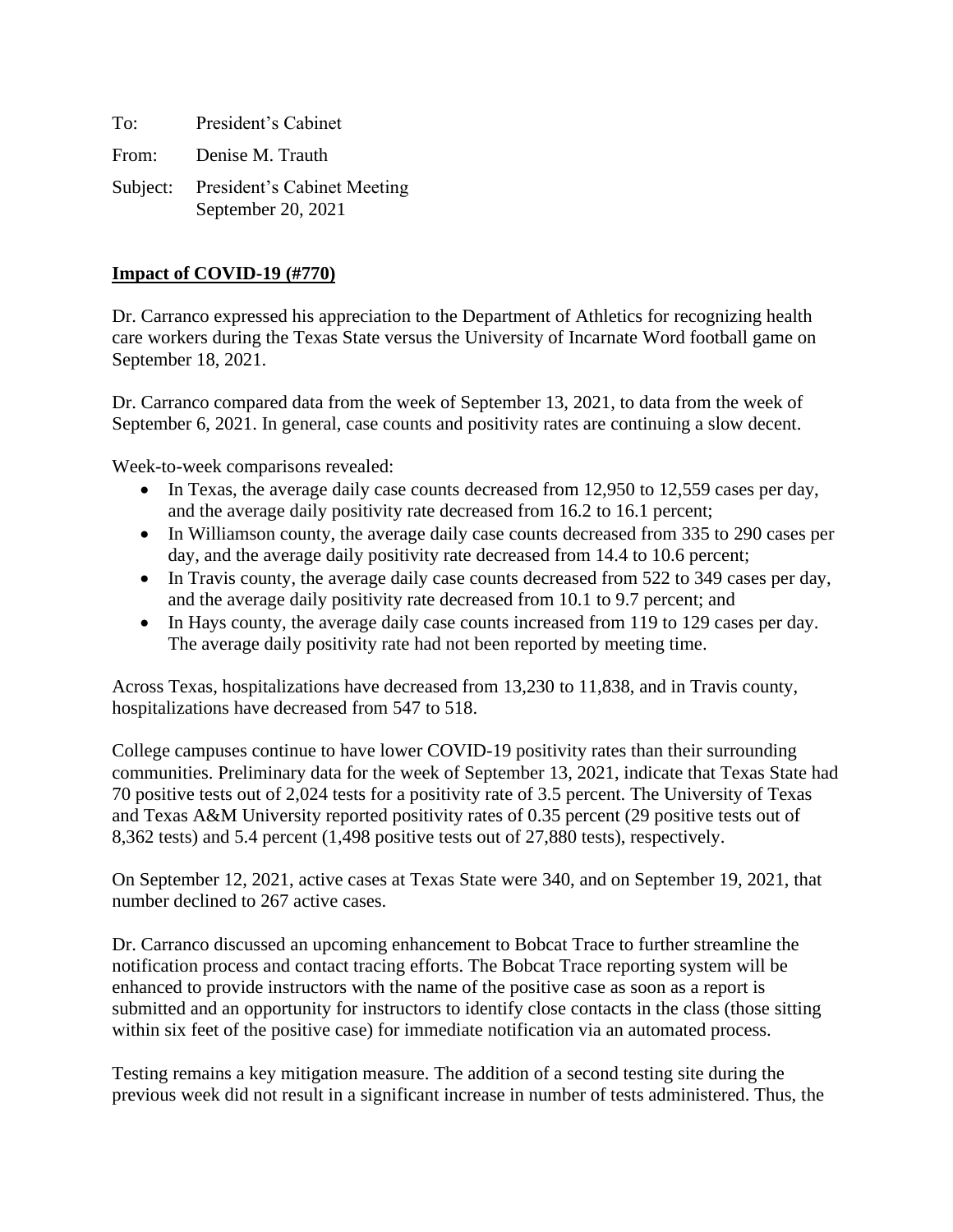To: President's Cabinet

From: Denise M. Trauth

Subject: President's Cabinet Meeting
September 20, 2021

**Impact of COVID-19 (#770)**

Dr. Carranco expressed his appreciation to the Department of Athletics for recognizing health care workers during the Texas State versus the University of Incarnate Word football game on September 18, 2021.

Dr. Carranco compared data from the week of September 13, 2021, to data from the week of September 6, 2021. In general, case counts and positivity rates are continuing a slow decent.

Week-to-week comparisons revealed:

- In Texas, the average daily case counts decreased from 12,950 to 12,559 cases per day, and the average daily positivity rate decreased from 16.2 to 16.1 percent;
- In Williamson county, the average daily case counts decreased from 335 to 290 cases per day, and the average daily positivity rate decreased from 14.4 to 10.6 percent;
- In Travis county, the average daily case counts decreased from 522 to 349 cases per day, and the average daily positivity rate decreased from 10.1 to 9.7 percent; and
- In Hays county, the average daily case counts increased from 119 to 129 cases per day. The average daily positivity rate had not been reported by meeting time.

Across Texas, hospitalizations have decreased from 13,230 to 11,838, and in Travis county, hospitalizations have decreased from 547 to 518.

College campuses continue to have lower COVID-19 positivity rates than their surrounding communities. Preliminary data for the week of September 13, 2021, indicate that Texas State had 70 positive tests out of 2,024 tests for a positivity rate of 3.5 percent. The University of Texas and Texas A&M University reported positivity rates of 0.35 percent (29 positive tests out of 8,362 tests) and 5.4 percent (1,498 positive tests out of 27,880 tests), respectively.

On September 12, 2021, active cases at Texas State were 340, and on September 19, 2021, that number declined to 267 active cases.

Dr. Carranco discussed an upcoming enhancement to Bobcat Trace to further streamline the notification process and contact tracing efforts. The Bobcat Trace reporting system will be enhanced to provide instructors with the name of the positive case as soon as a report is submitted and an opportunity for instructors to identify close contacts in the class (those sitting within six feet of the positive case) for immediate notification via an automated process.

Testing remains a key mitigation measure. The addition of a second testing site during the previous week did not result in a significant increase in number of tests administered. Thus, the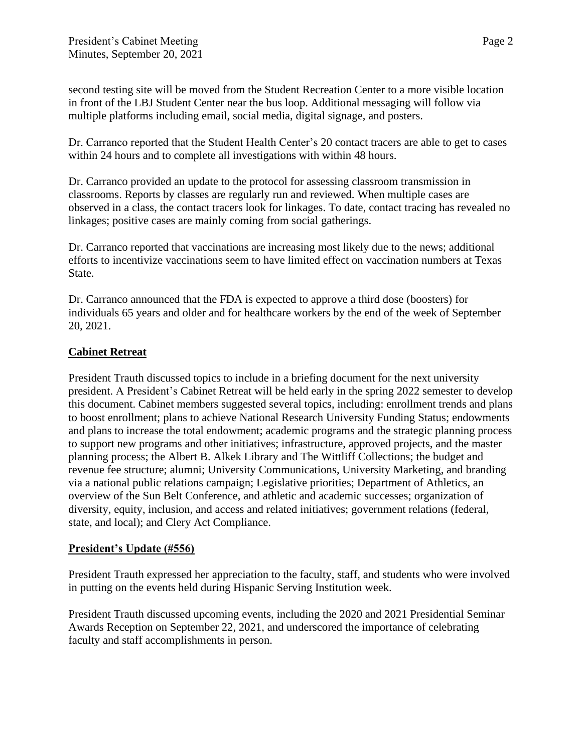second testing site will be moved from the Student Recreation Center to a more visible location in front of the LBJ Student Center near the bus loop. Additional messaging will follow via multiple platforms including email, social media, digital signage, and posters.

Dr. Carranco reported that the Student Health Center's 20 contact tracers are able to get to cases within 24 hours and to complete all investigations with within 48 hours.

Dr. Carranco provided an update to the protocol for assessing classroom transmission in classrooms. Reports by classes are regularly run and reviewed. When multiple cases are observed in a class, the contact tracers look for linkages. To date, contact tracing has revealed no linkages; positive cases are mainly coming from social gatherings.

Dr. Carranco reported that vaccinations are increasing most likely due to the news; additional efforts to incentivize vaccinations seem to have limited effect on vaccination numbers at Texas State.

Dr. Carranco announced that the FDA is expected to approve a third dose (boosters) for individuals 65 years and older and for healthcare workers by the end of the week of September 20, 2021.

## Cabinet Retreat

President Trauth discussed topics to include in a briefing document for the next university president. A President's Cabinet Retreat will be held early in the spring 2022 semester to develop this document. Cabinet members suggested several topics, including: enrollment trends and plans to boost enrollment; plans to achieve National Research University Funding Status; endowments and plans to increase the total endowment; academic programs and the strategic planning process to support new programs and other initiatives; infrastructure, approved projects, and the master planning process; the Albert B. Alkek Library and The Wittliff Collections; the budget and revenue fee structure; alumni; University Communications, University Marketing, and branding via a national public relations campaign; Legislative priorities; Department of Athletics, an overview of the Sun Belt Conference, and athletic and academic successes; organization of diversity, equity, inclusion, and access and related initiatives; government relations (federal, state, and local); and Clery Act Compliance.

## President's Update (#556)

President Trauth expressed her appreciation to the faculty, staff, and students who were involved in putting on the events held during Hispanic Serving Institution week.

President Trauth discussed upcoming events, including the 2020 and 2021 Presidential Seminar Awards Reception on September 22, 2021, and underscored the importance of celebrating faculty and staff accomplishments in person.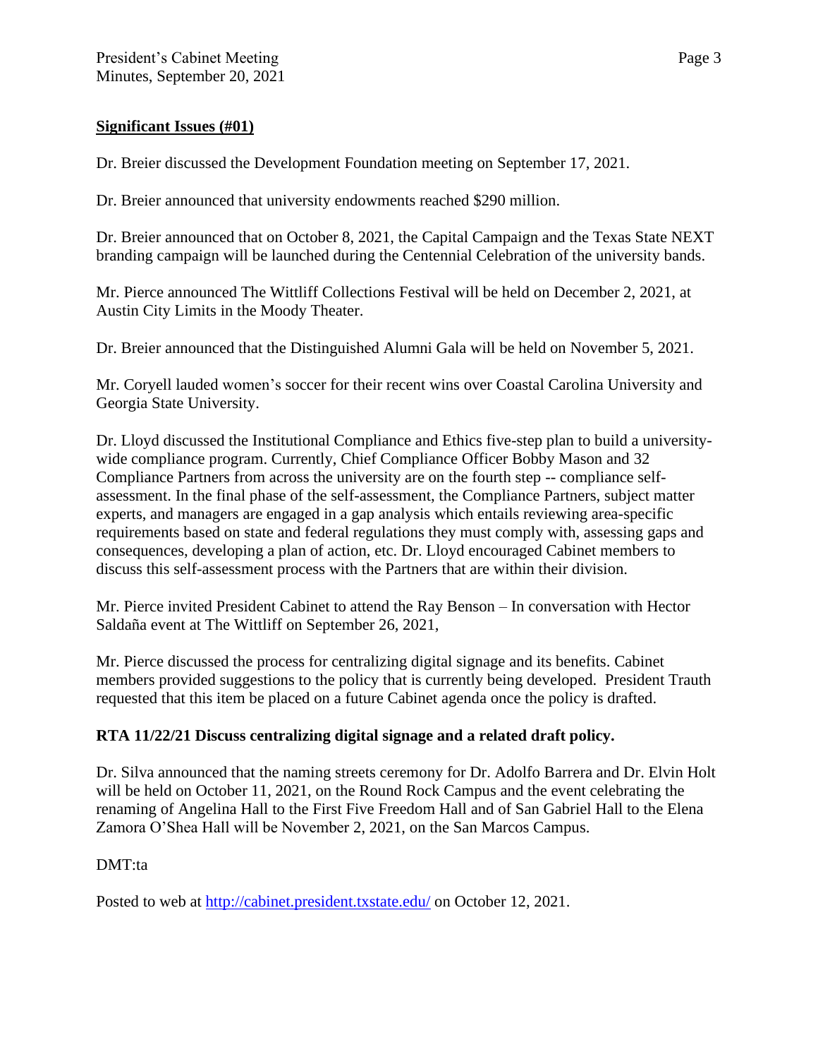**Significant Issues (#01)**

Dr. Breier discussed the Development Foundation meeting on September 17, 2021.

Dr. Breier announced that university endowments reached $290 million.

Dr. Breier announced that on October 8, 2021, the Capital Campaign and the Texas State NEXT branding campaign will be launched during the Centennial Celebration of the university bands.

Mr. Pierce announced The Wittliff Collections Festival will be held on December 2, 2021, at Austin City Limits in the Moody Theater.

Dr. Breier announced that the Distinguished Alumni Gala will be held on November 5, 2021.

Mr. Coryell lauded women's soccer for their recent wins over Coastal Carolina University and Georgia State University.

Dr. Lloyd discussed the Institutional Compliance and Ethics five-step plan to build a university-wide compliance program. Currently, Chief Compliance Officer Bobby Mason and 32 Compliance Partners from across the university are on the fourth step -- compliance self-assessment. In the final phase of the self-assessment, the Compliance Partners, subject matter experts, and managers are engaged in a gap analysis which entails reviewing area-specific requirements based on state and federal regulations they must comply with, assessing gaps and consequences, developing a plan of action, etc. Dr. Lloyd encouraged Cabinet members to discuss this self-assessment process with the Partners that are within their division.

Mr. Pierce invited President Cabinet to attend the Ray Benson – In conversation with Hector Saldaña event at The Wittliff on September 26, 2021,

Mr. Pierce discussed the process for centralizing digital signage and its benefits. Cabinet members provided suggestions to the policy that is currently being developed. President Trauth requested that this item be placed on a future Cabinet agenda once the policy is drafted.

**RTA 11/22/21 Discuss centralizing digital signage and a related draft policy.**

Dr. Silva announced that the naming streets ceremony for Dr. Adolfo Barrera and Dr. Elvin Holt will be held on October 11, 2021, on the Round Rock Campus and the event celebrating the renaming of Angelina Hall to the First Five Freedom Hall and of San Gabriel Hall to the Elena Zamora O'Shea Hall will be November 2, 2021, on the San Marcos Campus.

DMT:ta

Posted to web at http://cabinet.president.txstate.edu/ on October 12, 2021.